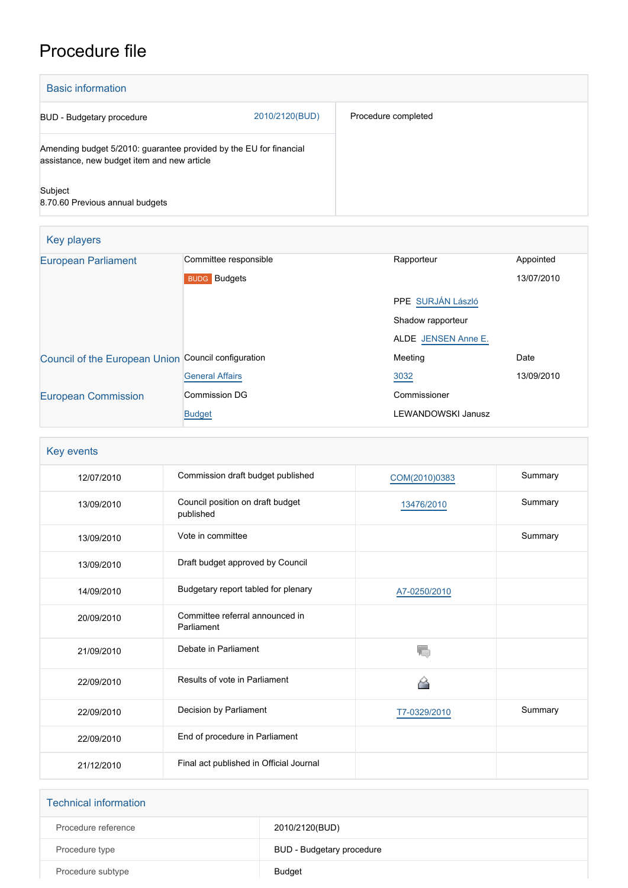# Procedure file

## Basic information

| | |
|---|---|
| BUD - Budgetary procedure 2010/2120(BUD) | Procedure completed |
| Amending budget 5/2010: guarantee provided by the EU for financial assistance, new budget item and new article | |
| Subject<br>8.70.60 Previous annual budgets | |

## Key players

| | | | |
|---|---|---|---|
| European Parliament | Committee responsible | Rapporteur | Appointed |
| | BUDG Budgets | | 13/07/2010 |
| | | PPE SURJÁN László | |
| | | Shadow rapporteur | |
| | | ALDE JENSEN Anne E. | |
| Council of the European Union | Council configuration | Meeting | Date |
| | General Affairs | 3032 | 13/09/2010 |
| European Commission | Commission DG | Commissioner | |
| | Budget | LEWANDOWSKI Janusz | |

## Key events

| | | | |
|---|---|---|---|
| 12/07/2010 | Commission draft budget published | COM(2010)0383 | Summary |
| 13/09/2010 | Council position on draft budget published | 13476/2010 | Summary |
| 13/09/2010 | Vote in committee | | Summary |
| 13/09/2010 | Draft budget approved by Council | | |
| 14/09/2010 | Budgetary report tabled for plenary | A7-0250/2010 | |
| 20/09/2010 | Committee referral announced in Parliament | | |
| 21/09/2010 | Debate in Parliament | | |
| 22/09/2010 | Results of vote in Parliament | | |
| 22/09/2010 | Decision by Parliament | T7-0329/2010 | Summary |
| 22/09/2010 | End of procedure in Parliament | | |
| 21/12/2010 | Final act published in Official Journal | | |

## Technical information

| | |
|---|---|
| Procedure reference | 2010/2120(BUD) |
| Procedure type | BUD - Budgetary procedure |
| Procedure subtype | Budget |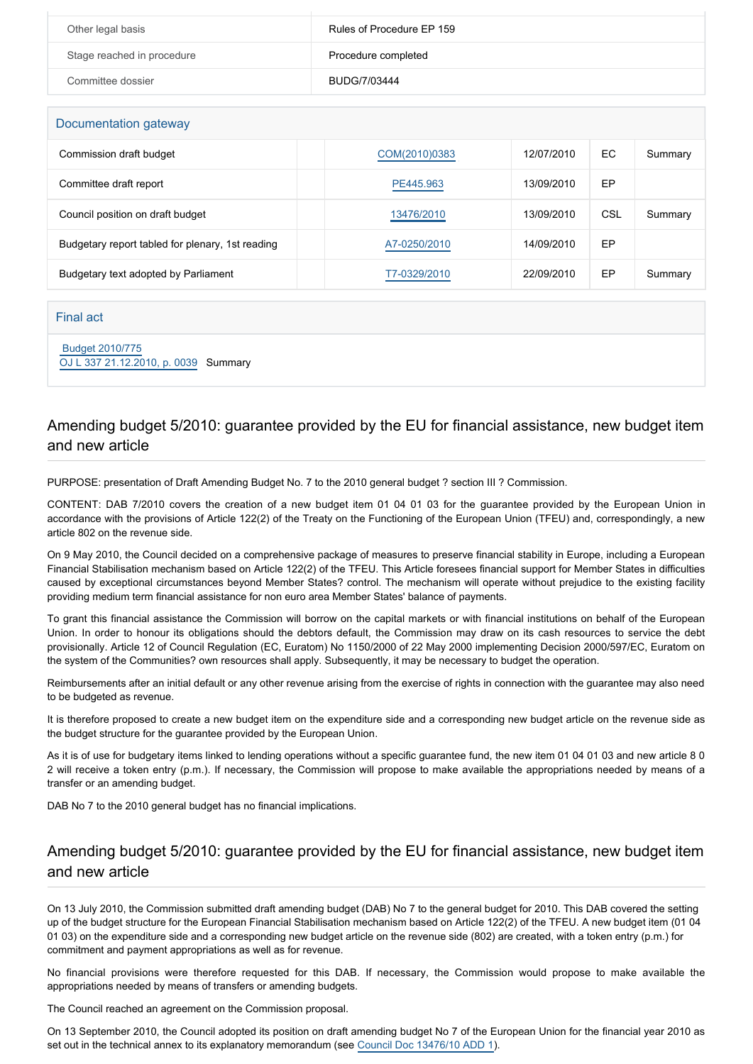| | |
|---|---|
| Other legal basis | Rules of Procedure EP 159 |
| Stage reached in procedure | Procedure completed |
| Committee dossier | BUDG/7/03444 |

## Documentation gateway

| | | | | | |
|---|---|---|---|---|---|
| Commission draft budget | | COM(2010)0383 | 12/07/2010 | EC | Summary |
| Committee draft report | | PE445.963 | 13/09/2010 | EP | |
| Council position on draft budget | | 13476/2010 | 13/09/2010 | CSL | Summary |
| Budgetary report tabled for plenary, 1st reading | | A7-0250/2010 | 14/09/2010 | EP | |
| Budgetary text adopted by Parliament | | T7-0329/2010 | 22/09/2010 | EP | Summary |

## Final act

Budget 2010/775
OJ L 337 21.12.2010, p. 0039 Summary

## Amending budget 5/2010: guarantee provided by the EU for financial assistance, new budget item and new article

PURPOSE: presentation of Draft Amending Budget No. 7 to the 2010 general budget ? section III ? Commission.

CONTENT: DAB 7/2010 covers the creation of a new budget item 01 04 01 03 for the guarantee provided by the European Union in accordance with the provisions of Article 122(2) of the Treaty on the Functioning of the European Union (TFEU) and, correspondingly, a new article 802 on the revenue side.

On 9 May 2010, the Council decided on a comprehensive package of measures to preserve financial stability in Europe, including a European Financial Stabilisation mechanism based on Article 122(2) of the TFEU. This Article foresees financial support for Member States in difficulties caused by exceptional circumstances beyond Member States? control. The mechanism will operate without prejudice to the existing facility providing medium term financial assistance for non euro area Member States' balance of payments.

To grant this financial assistance the Commission will borrow on the capital markets or with financial institutions on behalf of the European Union. In order to honour its obligations should the debtors default, the Commission may draw on its cash resources to service the debt provisionally. Article 12 of Council Regulation (EC, Euratom) No 1150/2000 of 22 May 2000 implementing Decision 2000/597/EC, Euratom on the system of the Communities? own resources shall apply. Subsequently, it may be necessary to budget the operation.

Reimbursements after an initial default or any other revenue arising from the exercise of rights in connection with the guarantee may also need to be budgeted as revenue.

It is therefore proposed to create a new budget item on the expenditure side and a corresponding new budget article on the revenue side as the budget structure for the guarantee provided by the European Union.

As it is of use for budgetary items linked to lending operations without a specific guarantee fund, the new item 01 04 01 03 and new article 8 0 2 will receive a token entry (p.m.). If necessary, the Commission will propose to make available the appropriations needed by means of a transfer or an amending budget.

DAB No 7 to the 2010 general budget has no financial implications.

## Amending budget 5/2010: guarantee provided by the EU for financial assistance, new budget item and new article

On 13 July 2010, the Commission submitted draft amending budget (DAB) No 7 to the general budget for 2010. This DAB covered the setting up of the budget structure for the European Financial Stabilisation mechanism based on Article 122(2) of the TFEU. A new budget item (01 04 01 03) on the expenditure side and a corresponding new budget article on the revenue side (802) are created, with a token entry (p.m.) for commitment and payment appropriations as well as for revenue.

No financial provisions were therefore requested for this DAB. If necessary, the Commission would propose to make available the appropriations needed by means of transfers or amending budgets.

The Council reached an agreement on the Commission proposal.

On 13 September 2010, the Council adopted its position on draft amending budget No 7 of the European Union for the financial year 2010 as set out in the technical annex to its explanatory memorandum (see Council Doc 13476/10 ADD 1).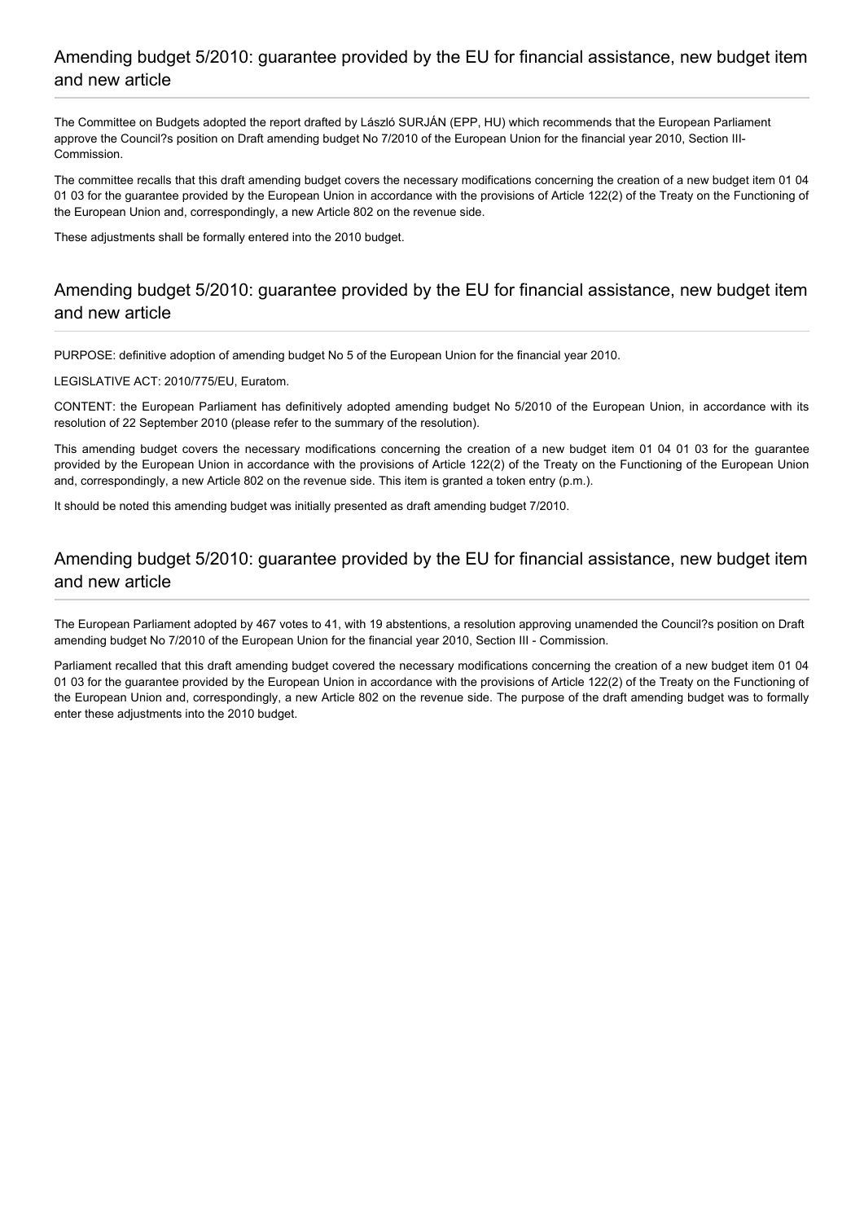## Amending budget 5/2010: guarantee provided by the EU for financial assistance, new budget item and new article

The Committee on Budgets adopted the report drafted by László SURJÁN (EPP, HU) which recommends that the European Parliament approve the Council?s position on Draft amending budget No 7/2010 of the European Union for the financial year 2010, Section III-Commission.

The committee recalls that this draft amending budget covers the necessary modifications concerning the creation of a new budget item 01 04 01 03 for the guarantee provided by the European Union in accordance with the provisions of Article 122(2) of the Treaty on the Functioning of the European Union and, correspondingly, a new Article 802 on the revenue side.

These adjustments shall be formally entered into the 2010 budget.

## Amending budget 5/2010: guarantee provided by the EU for financial assistance, new budget item and new article

PURPOSE: definitive adoption of amending budget No 5 of the European Union for the financial year 2010.

LEGISLATIVE ACT: 2010/775/EU, Euratom.

CONTENT: the European Parliament has definitively adopted amending budget No 5/2010 of the European Union, in accordance with its resolution of 22 September 2010 (please refer to the summary of the resolution).

This amending budget covers the necessary modifications concerning the creation of a new budget item 01 04 01 03 for the guarantee provided by the European Union in accordance with the provisions of Article 122(2) of the Treaty on the Functioning of the European Union and, correspondingly, a new Article 802 on the revenue side. This item is granted a token entry (p.m.).

It should be noted this amending budget was initially presented as draft amending budget 7/2010.

## Amending budget 5/2010: guarantee provided by the EU for financial assistance, new budget item and new article

The European Parliament adopted by 467 votes to 41, with 19 abstentions, a resolution approving unamended the Council?s position on Draft amending budget No 7/2010 of the European Union for the financial year 2010, Section III - Commission.

Parliament recalled that this draft amending budget covered the necessary modifications concerning the creation of a new budget item 01 04 01 03 for the guarantee provided by the European Union in accordance with the provisions of Article 122(2) of the Treaty on the Functioning of the European Union and, correspondingly, a new Article 802 on the revenue side. The purpose of the draft amending budget was to formally enter these adjustments into the 2010 budget.